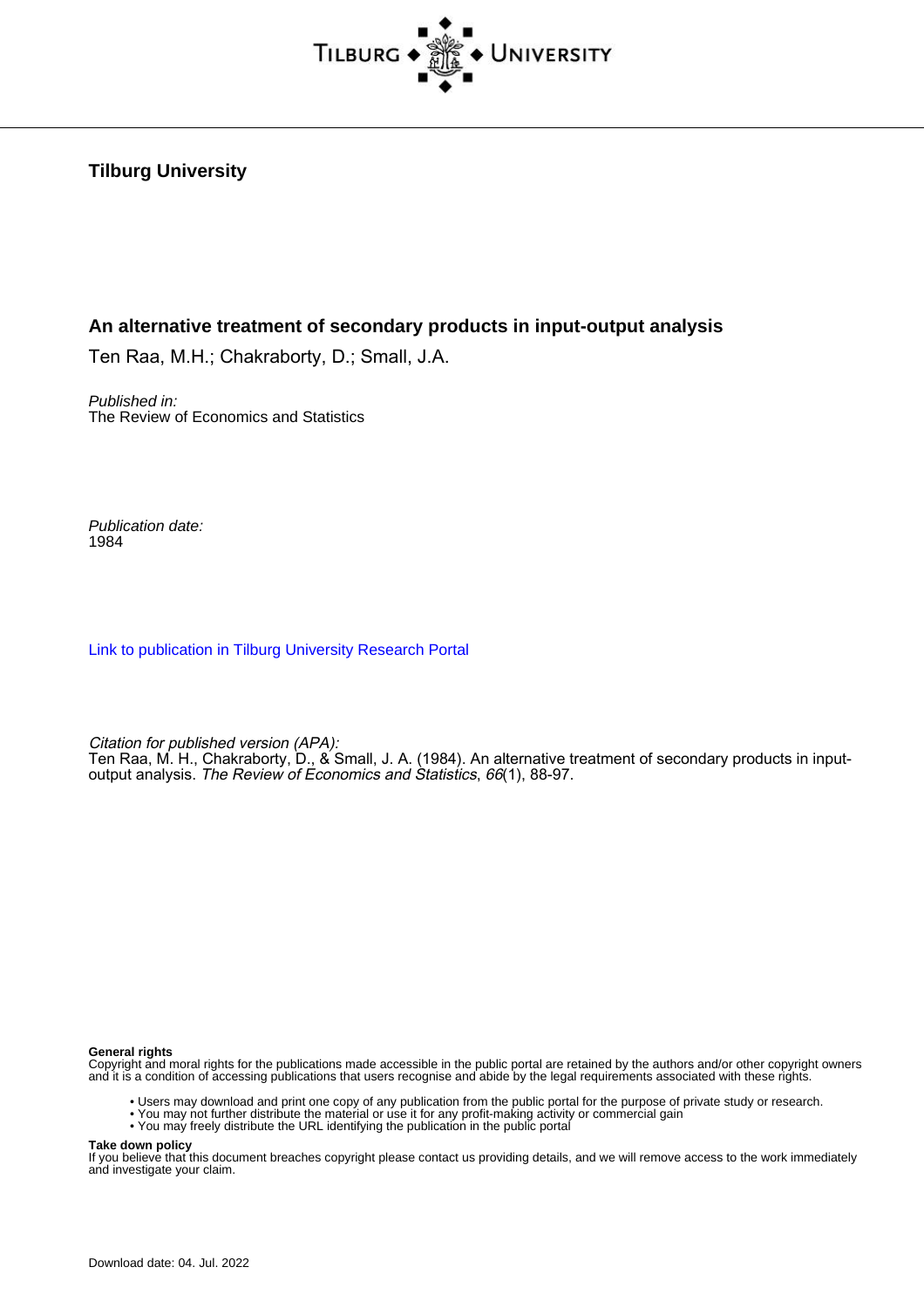Tilburg University

# An alternative treatment of secondary products in input-output analysis

Ten Raa, M.H.; Chakraborty, D.; Small, J.A.

*Published in:*
The Review of Economics and Statistics

*Publication date:*
1984

Link to publication in Tilburg University Research Portal

*Citation for published version (APA):*
Ten Raa, M. H., Chakraborty, D., & Small, J. A. (1984). An alternative treatment of secondary products in input-output analysis. *The Review of Economics and Statistics*, *66*(1), 88-97.

**General rights**
Copyright and moral rights for the publications made accessible in the public portal are retained by the authors and/or other copyright owners and it is a condition of accessing publications that users recognise and abide by the legal requirements associated with these rights.

- Users may download and print one copy of any publication from the public portal for the purpose of private study or research.
- You may not further distribute the material or use it for any profit-making activity or commercial gain
- You may freely distribute the URL identifying the publication in the public portal

**Take down policy**
If you believe that this document breaches copyright please contact us providing details, and we will remove access to the work immediately and investigate your claim.

Download date: 04. Jul. 2022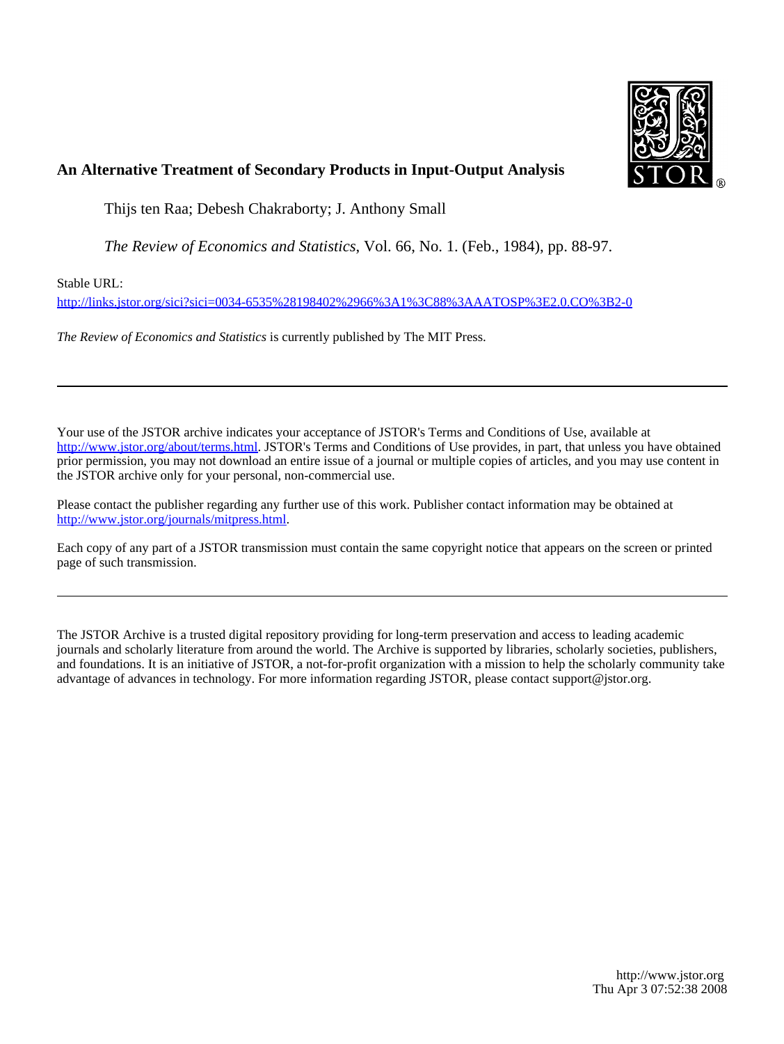## An Alternative Treatment of Secondary Products in Input-Output Analysis

Thijs ten Raa; Debesh Chakraborty; J. Anthony Small

*The Review of Economics and Statistics*, Vol. 66, No. 1. (Feb., 1984), pp. 88-97.

Stable URL:

http://links.jstor.org/sici?sici=0034-6535%28198402%2966%3A1%3C88%3AAATOSP%3E2.0.CO%3B2-0

*The Review of Economics and Statistics* is currently published by The MIT Press.

---

Your use of the JSTOR archive indicates your acceptance of JSTOR's Terms and Conditions of Use, available at http://www.jstor.org/about/terms.html. JSTOR's Terms and Conditions of Use provides, in part, that unless you have obtained prior permission, you may not download an entire issue of a journal or multiple copies of articles, and you may use content in the JSTOR archive only for your personal, non-commercial use.

Please contact the publisher regarding any further use of this work. Publisher contact information may be obtained at http://www.jstor.org/journals/mitpress.html.

Each copy of any part of a JSTOR transmission must contain the same copyright notice that appears on the screen or printed page of such transmission.

---

The JSTOR Archive is a trusted digital repository providing for long-term preservation and access to leading academic journals and scholarly literature from around the world. The Archive is supported by libraries, scholarly societies, publishers, and foundations. It is an initiative of JSTOR, a not-for-profit organization with a mission to help the scholarly community take advantage of advances in technology. For more information regarding JSTOR, please contact support@jstor.org.

http://www.jstor.org
Thu Apr 3 07:52:38 2008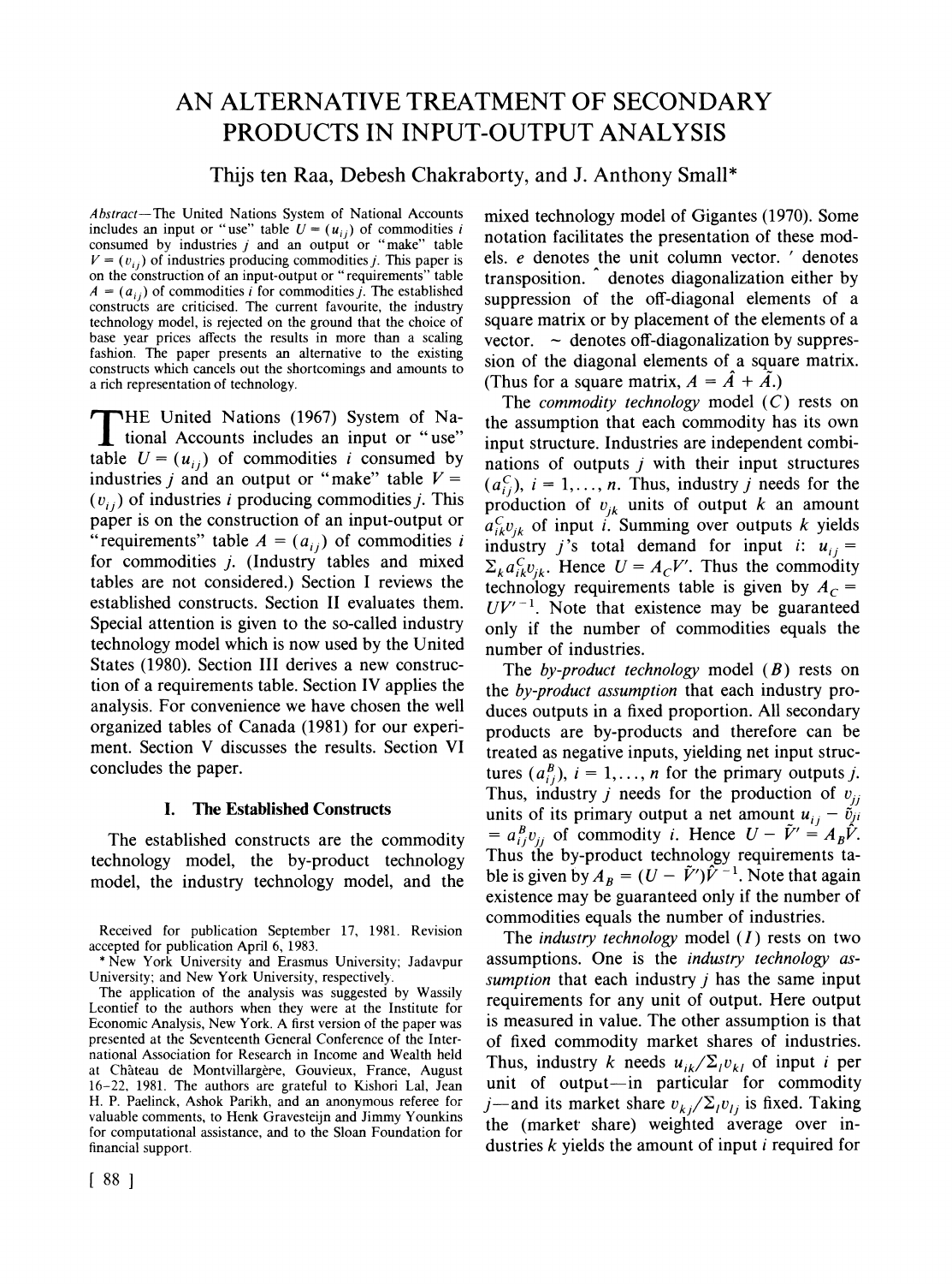# AN ALTERNATIVE TREATMENT OF SECONDARY PRODUCTS IN INPUT-OUTPUT ANALYSIS

Thijs ten Raa, Debesh Chakraborty, and J. Anthony Small*

*Abstract*—The United Nations System of National Accounts includes an input or "use" table $U = (u_{ij})$ of commodities $i$ consumed by industries $j$ and an output or "make" table $V = (v_{ij})$ of industries producing commodities $j$. This paper is on the construction of an input-output or "requirements" table $A = (a_{ij})$ of commodities $i$ for commodities $j$. The established constructs are criticised. The current favourite, the industry technology model, is rejected on the ground that the choice of base year prices affects the results in more than a scaling fashion. The paper presents an alternative to the existing constructs which cancels out the shortcomings and amounts to a rich representation of technology.

THE United Nations (1967) System of National Accounts includes an input or "use" table $U = (u_{ij})$ of commodities $i$ consumed by industries $j$ and an output or "make" table $V = (v_{ij})$ of industries $i$ producing commodities $j$. This paper is on the construction of an input-output or "requirements" table $A = (a_{ij})$ of commodities $i$ for commodities $j$. (Industry tables and mixed tables are not considered.) Section I reviews the established constructs. Section II evaluates them. Special attention is given to the so-called industry technology model which is now used by the United States (1980). Section III derives a new construction of a requirements table. Section IV applies the analysis. For convenience we have chosen the well organized tables of Canada (1981) for our experiment. Section V discusses the results. Section VI concludes the paper.

## I. The Established Constructs

The established constructs are the commodity technology model, the by-product technology model, the industry technology model, and the mixed technology model of Gigantes (1970). Some notation facilitates the presentation of these models. $e$ denotes the unit column vector. $'$ denotes transposition. $\hat{}$ denotes diagonalization either by suppression of the off-diagonal elements of a square matrix or by placement of the elements of a vector. $\sim$ denotes off-diagonalization by suppression of the diagonal elements of a square matrix. (Thus for a square matrix, $A = \hat{A} + \tilde{A}$.)

The *commodity technology* model ($C$) rests on the assumption that each commodity has its own input structure. Industries are independent combinations of outputs $j$ with their input structures $(a_{ij}^C)$, $i = 1, \ldots, n$. Thus, industry $j$ needs for the production of $v_{jk}$ units of output $k$ an amount $a_{ik}^C v_{jk}$ of input $i$. Summing over outputs $k$ yields industry $j$'s total demand for input $i$: $u_{ij} = \Sigma_k a_{ik}^C v_{jk}$. Hence $U = A_C V'$. Thus the commodity technology requirements table is given by $A_C = UV'^{-1}$. Note that existence may be guaranteed only if the number of commodities equals the number of industries.

The *by-product technology* model ($B$) rests on the *by-product assumption* that each industry produces outputs in a fixed proportion. All secondary products are by-products and therefore can be treated as negative inputs, yielding net input structures $(a_{ij}^B)$, $i = 1, \ldots, n$ for the primary outputs $j$. Thus, industry $j$ needs for the production of $v_{jj}$ units of its primary output a net amount $u_{ij} - \tilde{v}_{ji} = a_{ij}^B v_{jj}$ of commodity $i$. Hence $U - \tilde{V}' = A_B \hat{V}$. Thus the by-product technology requirements table is given by $A_B = (U - \tilde{V}')\hat{V}^{-1}$. Note that again existence may be guaranteed only if the number of commodities equals the number of industries.

The *industry technology* model ($I$) rests on two assumptions. One is the *industry technology assumption* that each industry $j$ has the same input requirements for any unit of output. Here output is measured in value. The other assumption is that of fixed commodity market shares of industries. Thus, industry $k$ needs $u_{ik}/\Sigma_l v_{kl}$ of input $i$ per unit of output—in particular for commodity $j$—and its market share $v_{kj}/\Sigma_l v_{lj}$ is fixed. Taking the (market share) weighted average over industries $k$ yields the amount of input $i$ required for

Received for publication September 17, 1981. Revision accepted for publication April 6, 1983.

\* New York University and Erasmus University; Jadavpur University; and New York University, respectively.

The application of the analysis was suggested by Wassily Leontief to the authors when they were at the Institute for Economic Analysis, New York. A first version of the paper was presented at the Seventeenth General Conference of the International Association for Research in Income and Wealth held at Château de Montvillargène, Gouvieux, France, August 16–22, 1981. The authors are grateful to Kishori Lal, Jean H. P. Paelinck, Ashok Parikh, and an anonymous referee for valuable comments, to Henk Gravesteijn and Jimmy Younkins for computational assistance, and to the Sloan Foundation for financial support.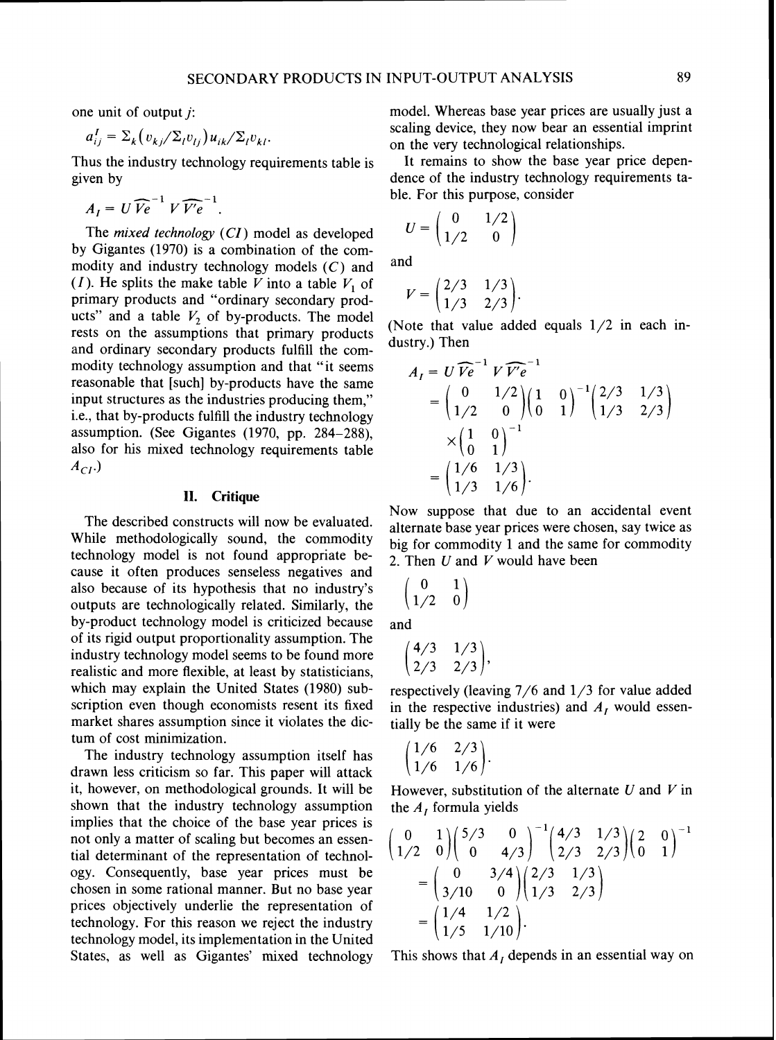one unit of output $j$:

$$a_{ij}^{I} = \Sigma_k \left( v_{kj} / \Sigma_l v_{lj} \right) u_{ik} / \Sigma_l v_{kl}.$$

Thus the industry technology requirements table is given by

$$A_I = U \widehat{Ve}^{-1} V \widehat{V'e}^{-1}.$$

The *mixed technology* (*CI*) model as developed by Gigantes (1970) is a combination of the commodity and industry technology models (*C*) and (*I*). He splits the make table $V$ into a table $V_1$ of primary products and "ordinary secondary products" and a table $V_2$ of by-products. The model rests on the assumptions that primary products and ordinary secondary products fulfill the commodity technology assumption and that "it seems reasonable that [such] by-products have the same input structures as the industries producing them," i.e., that by-products fulfill the industry technology assumption. (See Gigantes (1970, pp. 284–288), also for his mixed technology requirements table $A_{CI}$.)

## II. Critique

The described constructs will now be evaluated. While methodologically sound, the commodity technology model is not found appropriate because it often produces senseless negatives and also because of its hypothesis that no industry's outputs are technologically related. Similarly, the by-product technology model is criticized because of its rigid output proportionality assumption. The industry technology model seems to be found more realistic and more flexible, at least by statisticians, which may explain the United States (1980) subscription even though economists resent its fixed market shares assumption since it violates the dictum of cost minimization.

The industry technology assumption itself has drawn less criticism so far. This paper will attack it, however, on methodological grounds. It will be shown that the industry technology assumption implies that the choice of the base year prices is not only a matter of scaling but becomes an essential determinant of the representation of technology. Consequently, base year prices must be chosen in some rational manner. But no base year prices objectively underlie the representation of technology. For this reason we reject the industry technology model, its implementation in the United States, as well as Gigantes' mixed technology model. Whereas base year prices are usually just a scaling device, they now bear an essential imprint on the very technological relationships.

It remains to show the base year price dependence of the industry technology requirements table. For this purpose, consider

$$U = \begin{pmatrix} 0 & 1/2 \\ 1/2 & 0 \end{pmatrix}$$

and

$$V = \begin{pmatrix} 2/3 & 1/3 \\ 1/3 & 2/3 \end{pmatrix}.$$

(Note that value added equals 1/2 in each industry.) Then

$$\begin{aligned} A_I &= U \widehat{Ve}^{-1} V \widehat{V'e}^{-1} \\ &= \begin{pmatrix} 0 & 1/2 \\ 1/2 & 0 \end{pmatrix} \begin{pmatrix} 1 & 0 \\ 0 & 1 \end{pmatrix}^{-1} \begin{pmatrix} 2/3 & 1/3 \\ 1/3 & 2/3 \end{pmatrix} \\ &\quad \times \begin{pmatrix} 1 & 0 \\ 0 & 1 \end{pmatrix}^{-1} \\ &= \begin{pmatrix} 1/6 & 1/3 \\ 1/3 & 1/6 \end{pmatrix}. \end{aligned}$$

Now suppose that due to an accidental event alternate base year prices were chosen, say twice as big for commodity 1 and the same for commodity 2. Then $U$ and $V$ would have been

$$\begin{pmatrix} 0 & 1 \\ 1/2 & 0 \end{pmatrix}$$

and

$$\begin{pmatrix} 4/3 & 1/3 \\ 2/3 & 2/3 \end{pmatrix},$$

respectively (leaving 7/6 and 1/3 for value added in the respective industries) and $A_I$ would essentially be the same if it were

$$\begin{pmatrix} 1/6 & 2/3 \\ 1/6 & 1/6 \end{pmatrix}.$$

However, substitution of the alternate $U$ and $V$ in the $A_I$ formula yields

$$\begin{aligned} &\begin{pmatrix} 0 & 1 \\ 1/2 & 0 \end{pmatrix} \begin{pmatrix} 5/3 & 0 \\ 0 & 4/3 \end{pmatrix}^{-1} \begin{pmatrix} 4/3 & 1/3 \\ 2/3 & 2/3 \end{pmatrix} \begin{pmatrix} 2 & 0 \\ 0 & 1 \end{pmatrix}^{-1} \\ &\quad = \begin{pmatrix} 0 & 3/4 \\ 3/10 & 0 \end{pmatrix} \begin{pmatrix} 2/3 & 1/3 \\ 1/3 & 2/3 \end{pmatrix} \\ &\quad = \begin{pmatrix} 1/4 & 1/2 \\ 1/5 & 1/10 \end{pmatrix}. \end{aligned}$$

This shows that $A_I$ depends in an essential way on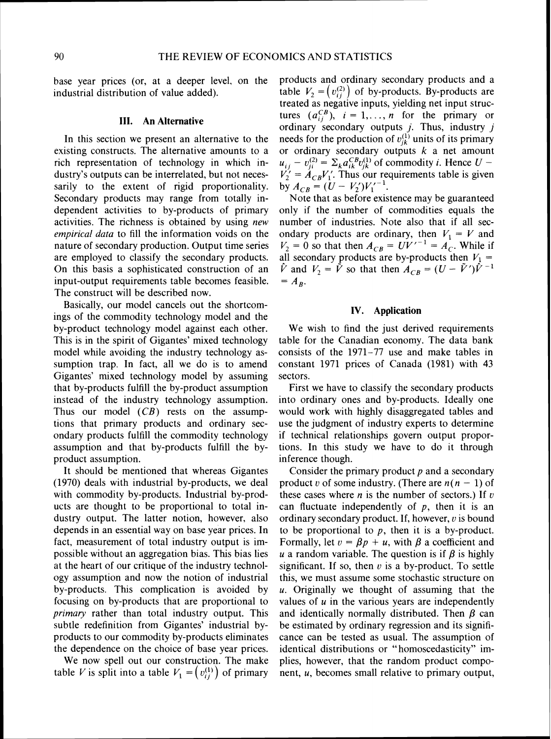base year prices (or, at a deeper level, on the industrial distribution of value added).

## III. An Alternative

In this section we present an alternative to the existing constructs. The alternative amounts to a rich representation of technology in which industry's outputs can be interrelated, but not necessarily to the extent of rigid proportionality. Secondary products may range from totally independent activities to by-products of primary activities. The richness is obtained by using *new empirical data* to fill the information voids on the nature of secondary production. Output time series are employed to classify the secondary products. On this basis a sophisticated construction of an input-output requirements table becomes feasible. The construct will be described now.

Basically, our model cancels out the shortcomings of the commodity technology model and the by-product technology model against each other. This is in the spirit of Gigantes' mixed technology model while avoiding the industry technology assumption trap. In fact, all we do is to amend Gigantes' mixed technology model by assuming that by-products fulfill the by-product assumption instead of the industry technology assumption. Thus our model ($CB$) rests on the assumptions that primary products and ordinary secondary products fulfill the commodity technology assumption and that by-products fulfill the by-product assumption.

It should be mentioned that whereas Gigantes (1970) deals with industrial by-products, we deal with commodity by-products. Industrial by-products are thought to be proportional to total industry output. The latter notion, however, also depends in an essential way on base year prices. In fact, measurement of total industry output is impossible without an aggregation bias. This bias lies at the heart of our critique of the industry technology assumption and now the notion of industrial by-products. This complication is avoided by focusing on by-products that are proportional to *primary* rather than total industry output. This subtle redefinition from Gigantes' industrial by-products to our commodity by-products eliminates the dependence on the choice of base year prices.

We now spell out our construction. The make table $V$ is split into a table $V_1 = \left(v_{ij}^{(1)}\right)$ of primary products and ordinary secondary products and a table $V_2 = \left(v_{ij}^{(2)}\right)$ of by-products. By-products are treated as negative inputs, yielding net input structures $(a_{ij}^{CB})$, $i = 1, \ldots, n$ for the primary or ordinary secondary outputs $j$. Thus, industry $j$ needs for the production of $v_{jk}^{(1)}$ units of its primary or ordinary secondary outputs $k$ a net amount $u_{ij} - v_{ji}^{(2)} = \Sigma_k a_{ik}^{CB} v_{jk}^{(1)}$ of commodity $i$. Hence $U - V_2' = A_{CB} V_1'$. Thus our requirements table is given by $A_{CB} = (U - V_2')V_1'^{-1}$.

Note that as before existence may be guaranteed only if the number of commodities equals the number of industries. Note also that if all secondary products are ordinary, then $V_1 = V$ and $V_2 = 0$ so that then $A_{CB} = UV'^{-1} = A_C$. While if all secondary products are by-products then $V_1 = \hat{V}$ and $V_2 = \tilde{V}$ so that then $A_{CB} = (U - \tilde{V}')\hat{V}^{-1} = A_B$.

## IV. Application

We wish to find the just derived requirements table for the Canadian economy. The data bank consists of the 1971–77 use and make tables in constant 1971 prices of Canada (1981) with 43 sectors.

First we have to classify the secondary products into ordinary ones and by-products. Ideally one would work with highly disaggregated tables and use the judgment of industry experts to determine if technical relationships govern output proportions. In this study we have to do it through inference though.

Consider the primary product $p$ and a secondary product $v$ of some industry. (There are $n(n-1)$ of these cases where $n$ is the number of sectors.) If $v$ can fluctuate independently of $p$, then it is an ordinary secondary product. If, however, $v$ is bound to be proportional to $p$, then it is a by-product. Formally, let $v = \beta p + u$, with $\beta$ a coefficient and $u$ a random variable. The question is if $\beta$ is highly significant. If so, then $v$ is a by-product. To settle this, we must assume some stochastic structure on $u$. Originally we thought of assuming that the values of $u$ in the various years are independently and identically normally distributed. Then $\beta$ can be estimated by ordinary regression and its significance can be tested as usual. The assumption of identical distributions or "homoscedasticity" implies, however, that the random product component, $u$, becomes small relative to primary output,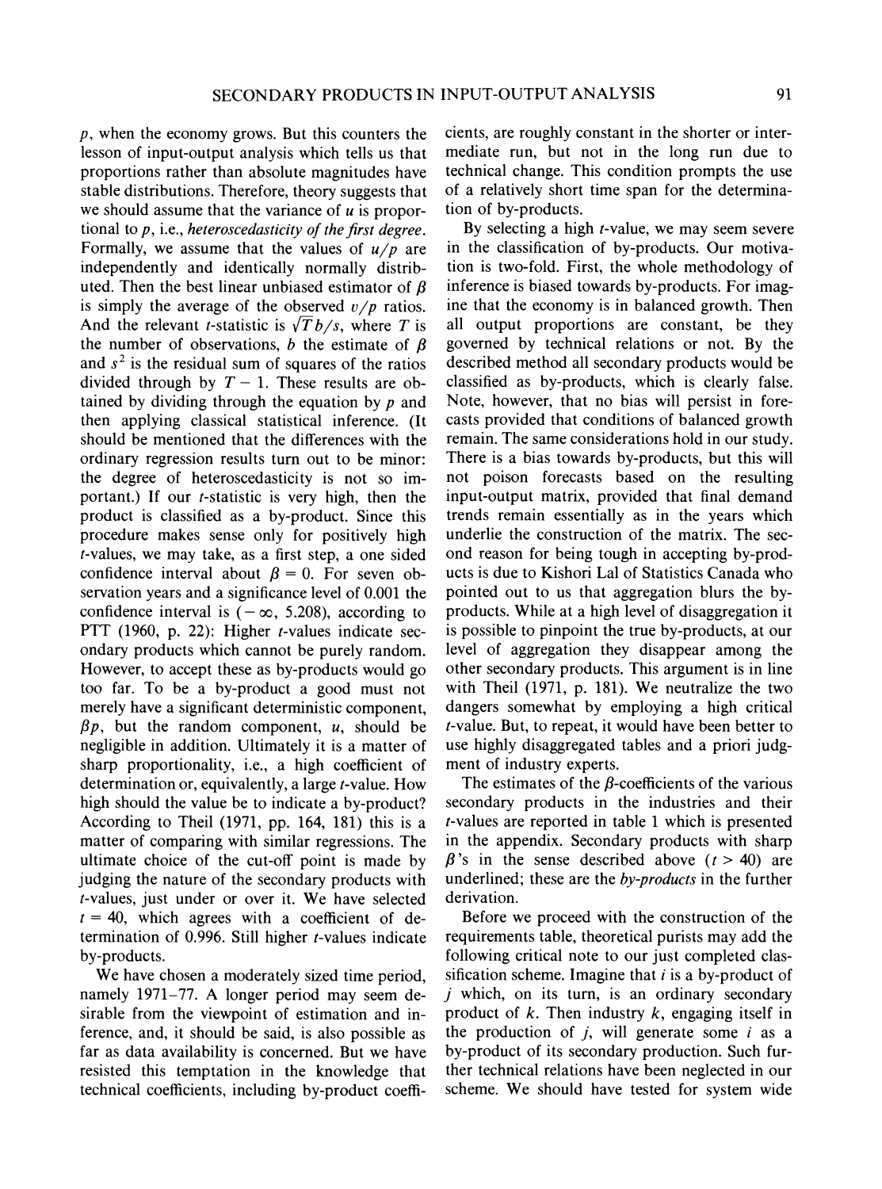$p$, when the economy grows. But this counters the lesson of input-output analysis which tells us that proportions rather than absolute magnitudes have stable distributions. Therefore, theory suggests that we should assume that the variance of $u$ is proportional to $p$, i.e., *heteroscedasticity of the first degree*. Formally, we assume that the values of $u/p$ are independently and identically normally distributed. Then the best linear unbiased estimator of $\beta$ is simply the average of the observed $v/p$ ratios. And the relevant $t$-statistic is $\sqrt{T}\,b/s$, where $T$ is the number of observations, $b$ the estimate of $\beta$ and $s^2$ is the residual sum of squares of the ratios divided through by $T-1$. These results are obtained by dividing through the equation by $p$ and then applying classical statistical inference. (It should be mentioned that the differences with the ordinary regression results turn out to be minor: the degree of heteroscedasticity is not so important.) If our $t$-statistic is very high, then the product is classified as a by-product. Since this procedure makes sense only for positively high $t$-values, we may take, as a first step, a one sided confidence interval about $\beta = 0$. For seven observation years and a significance level of 0.001 the confidence interval is $(-\infty, 5.208)$, according to PTT (1960, p. 22): Higher $t$-values indicate secondary products which cannot be purely random. However, to accept these as by-products would go too far. To be a by-product a good must not merely have a significant deterministic component, $\beta p$, but the random component, $u$, should be negligible in addition. Ultimately it is a matter of sharp proportionality, i.e., a high coefficient of determination or, equivalently, a large $t$-value. How high should the value be to indicate a by-product? According to Theil (1971, pp. 164, 181) this is a matter of comparing with similar regressions. The ultimate choice of the cut-off point is made by judging the nature of the secondary products with $t$-values, just under or over it. We have selected $t = 40$, which agrees with a coefficient of determination of 0.996. Still higher $t$-values indicate by-products.

We have chosen a moderately sized time period, namely 1971–77. A longer period may seem desirable from the viewpoint of estimation and inference, and, it should be said, is also possible as far as data availability is concerned. But we have resisted this temptation in the knowledge that technical coefficients, including by-product coefficients, are roughly constant in the shorter or intermediate run, but not in the long run due to technical change. This condition prompts the use of a relatively short time span for the determination of by-products.

By selecting a high $t$-value, we may seem severe in the classification of by-products. Our motivation is two-fold. First, the whole methodology of inference is biased towards by-products. For imagine that the economy is in balanced growth. Then all output proportions are constant, be they governed by technical relations or not. By the described method all secondary products would be classified as by-products, which is clearly false. Note, however, that no bias will persist in forecasts provided that conditions of balanced growth remain. The same considerations hold in our study. There is a bias towards by-products, but this will not poison forecasts based on the resulting input-output matrix, provided that final demand trends remain essentially as in the years which underlie the construction of the matrix. The second reason for being tough in accepting by-products is due to Kishori Lal of Statistics Canada who pointed out to us that aggregation blurs the by-products. While at a high level of disaggregation it is possible to pinpoint the true by-products, at our level of aggregation they disappear among the other secondary products. This argument is in line with Theil (1971, p. 181). We neutralize the two dangers somewhat by employing a high critical $t$-value. But, to repeat, it would have been better to use highly disaggregated tables and a priori judgment of industry experts.

The estimates of the $\beta$-coefficients of the various secondary products in the industries and their $t$-values are reported in table 1 which is presented in the appendix. Secondary products with sharp $\beta$'s in the sense described above ($t > 40$) are underlined; these are the *by-products* in the further derivation.

Before we proceed with the construction of the requirements table, theoretical purists may add the following critical note to our just completed classification scheme. Imagine that $i$ is a by-product of $j$ which, on its turn, is an ordinary secondary product of $k$. Then industry $k$, engaging itself in the production of $j$, will generate some $i$ as a by-product of its secondary production. Such further technical relations have been neglected in our scheme. We should have tested for system wide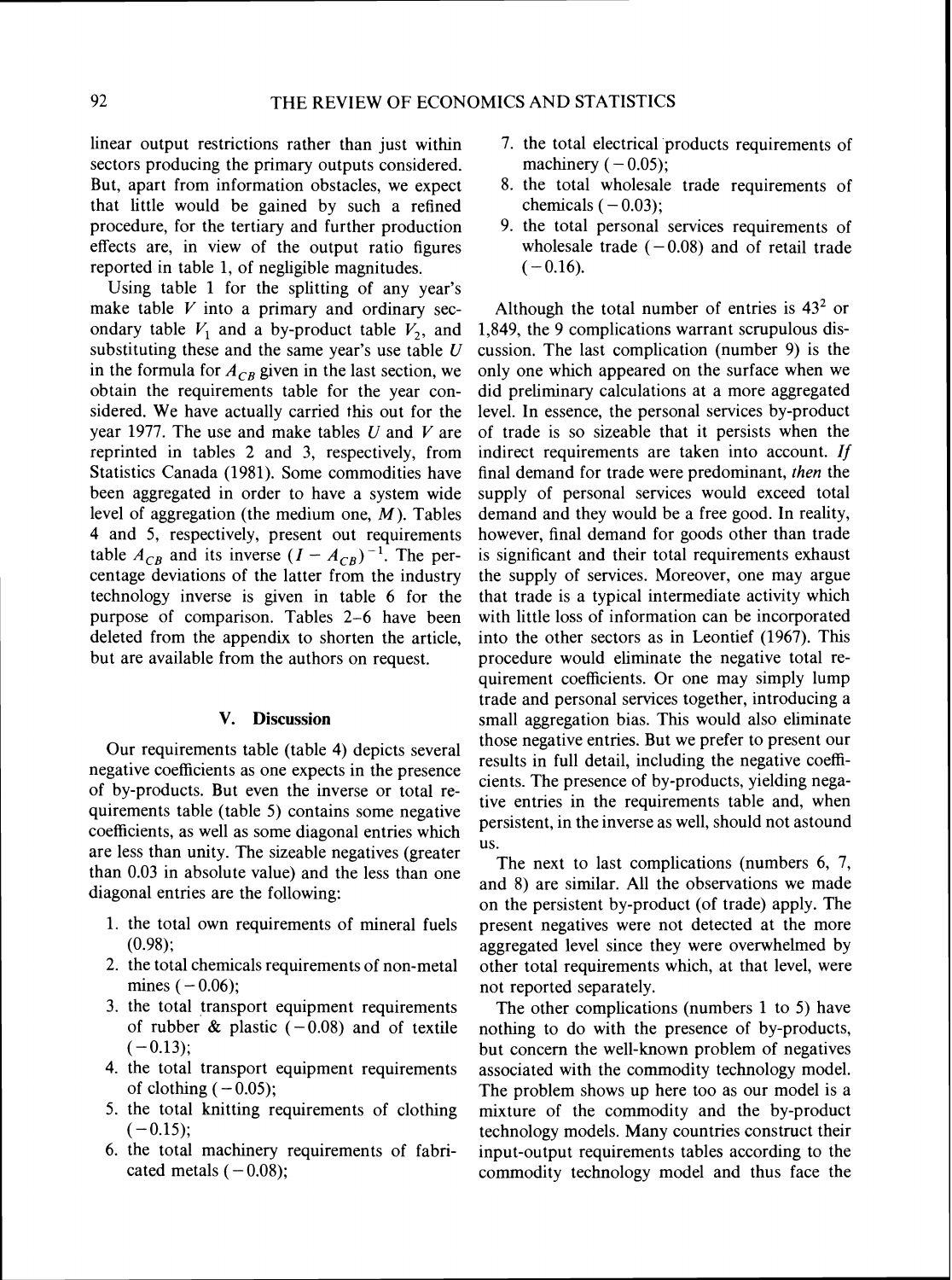linear output restrictions rather than just within sectors producing the primary outputs considered. But, apart from information obstacles, we expect that little would be gained by such a refined procedure, for the tertiary and further production effects are, in view of the output ratio figures reported in table 1, of negligible magnitudes.

Using table 1 for the splitting of any year's make table $V$ into a primary and ordinary secondary table $V_1$ and a by-product table $V_2$, and substituting these and the same year's use table $U$ in the formula for $A_{CB}$ given in the last section, we obtain the requirements table for the year considered. We have actually carried this out for the year 1977. The use and make tables $U$ and $V$ are reprinted in tables 2 and 3, respectively, from Statistics Canada (1981). Some commodities have been aggregated in order to have a system wide level of aggregation (the medium one, $M$). Tables 4 and 5, respectively, present out requirements table $A_{CB}$ and its inverse $(I - A_{CB})^{-1}$. The percentage deviations of the latter from the industry technology inverse is given in table 6 for the purpose of comparison. Tables 2–6 have been deleted from the appendix to shorten the article, but are available from the authors on request.

## V. Discussion

Our requirements table (table 4) depicts several negative coefficients as one expects in the presence of by-products. But even the inverse or total requirements table (table 5) contains some negative coefficients, as well as some diagonal entries which are less than unity. The sizeable negatives (greater than 0.03 in absolute value) and the less than one diagonal entries are the following:

1. the total own requirements of mineral fuels (0.98);
2. the total chemicals requirements of non-metal mines (−0.06);
3. the total transport equipment requirements of rubber & plastic (−0.08) and of textile (−0.13);
4. the total transport equipment requirements of clothing (−0.05);
5. the total knitting requirements of clothing (−0.15);
6. the total machinery requirements of fabricated metals (−0.08);
7. the total electrical products requirements of machinery (−0.05);
8. the total wholesale trade requirements of chemicals (−0.03);
9. the total personal services requirements of wholesale trade (−0.08) and of retail trade (−0.16).

Although the total number of entries is $43^2$ or 1,849, the 9 complications warrant scrupulous discussion. The last complication (number 9) is the only one which appeared on the surface when we did preliminary calculations at a more aggregated level. In essence, the personal services by-product of trade is so sizeable that it persists when the indirect requirements are taken into account. *If* final demand for trade were predominant, *then* the supply of personal services would exceed total demand and they would be a free good. In reality, however, final demand for goods other than trade is significant and their total requirements exhaust the supply of services. Moreover, one may argue that trade is a typical intermediate activity which with little loss of information can be incorporated into the other sectors as in Leontief (1967). This procedure would eliminate the negative total requirement coefficients. Or one may simply lump trade and personal services together, introducing a small aggregation bias. This would also eliminate those negative entries. But we prefer to present our results in full detail, including the negative coefficients. The presence of by-products, yielding negative entries in the requirements table and, when persistent, in the inverse as well, should not astound us.

The next to last complications (numbers 6, 7, and 8) are similar. All the observations we made on the persistent by-product (of trade) apply. The present negatives were not detected at the more aggregated level since they were overwhelmed by other total requirements which, at that level, were not reported separately.

The other complications (numbers 1 to 5) have nothing to do with the presence of by-products, but concern the well-known problem of negatives associated with the commodity technology model. The problem shows up here too as our model is a mixture of the commodity and the by-product technology models. Many countries construct their input-output requirements tables according to the commodity technology model and thus face the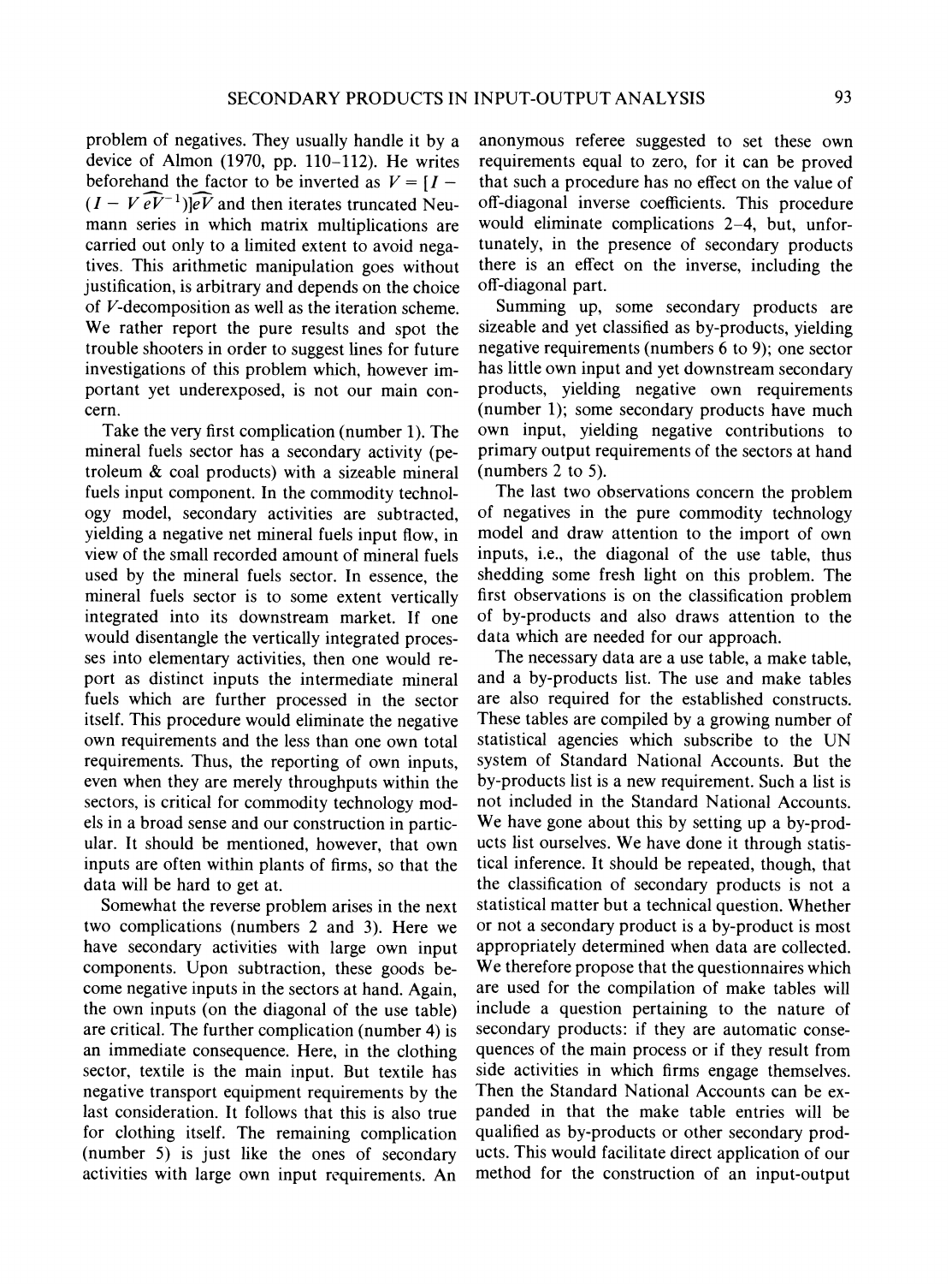problem of negatives. They usually handle it by a device of Almon (1970, pp. 110–112). He writes beforehand the factor to be inverted as $V = [I - (I - V\widehat{eV}^{-1})]\widehat{eV}$ and then iterates truncated Neumann series in which matrix multiplications are carried out only to a limited extent to avoid negatives. This arithmetic manipulation goes without justification, is arbitrary and depends on the choice of $V$-decomposition as well as the iteration scheme. We rather report the pure results and spot the trouble shooters in order to suggest lines for future investigations of this problem which, however important yet underexposed, is not our main concern.

Take the very first complication (number 1). The mineral fuels sector has a secondary activity (petroleum & coal products) with a sizeable mineral fuels input component. In the commodity technology model, secondary activities are subtracted, yielding a negative net mineral fuels input flow, in view of the small recorded amount of mineral fuels used by the mineral fuels sector. In essence, the mineral fuels sector is to some extent vertically integrated into its downstream market. If one would disentangle the vertically integrated processes into elementary activities, then one would report as distinct inputs the intermediate mineral fuels which are further processed in the sector itself. This procedure would eliminate the negative own requirements and the less than one own total requirements. Thus, the reporting of own inputs, even when they are merely throughputs within the sectors, is critical for commodity technology models in a broad sense and our construction in particular. It should be mentioned, however, that own inputs are often within plants of firms, so that the data will be hard to get at.

Somewhat the reverse problem arises in the next two complications (numbers 2 and 3). Here we have secondary activities with large own input components. Upon subtraction, these goods become negative inputs in the sectors at hand. Again, the own inputs (on the diagonal of the use table) are critical. The further complication (number 4) is an immediate consequence. Here, in the clothing sector, textile is the main input. But textile has negative transport equipment requirements by the last consideration. It follows that this is also true for clothing itself. The remaining complication (number 5) is just like the ones of secondary activities with large own input requirements. An anonymous referee suggested to set these own requirements equal to zero, for it can be proved that such a procedure has no effect on the value of off-diagonal inverse coefficients. This procedure would eliminate complications 2–4, but, unfortunately, in the presence of secondary products there is an effect on the inverse, including the off-diagonal part.

Summing up, some secondary products are sizeable and yet classified as by-products, yielding negative requirements (numbers 6 to 9); one sector has little own input and yet downstream secondary products, yielding negative own requirements (number 1); some secondary products have much own input, yielding negative contributions to primary output requirements of the sectors at hand (numbers 2 to 5).

The last two observations concern the problem of negatives in the pure commodity technology model and draw attention to the import of own inputs, i.e., the diagonal of the use table, thus shedding some fresh light on this problem. The first observations is on the classification problem of by-products and also draws attention to the data which are needed for our approach.

The necessary data are a use table, a make table, and a by-products list. The use and make tables are also required for the established constructs. These tables are compiled by a growing number of statistical agencies which subscribe to the UN system of Standard National Accounts. But the by-products list is a new requirement. Such a list is not included in the Standard National Accounts. We have gone about this by setting up a by-products list ourselves. We have done it through statistical inference. It should be repeated, though, that the classification of secondary products is not a statistical matter but a technical question. Whether or not a secondary product is a by-product is most appropriately determined when data are collected. We therefore propose that the questionnaires which are used for the compilation of make tables will include a question pertaining to the nature of secondary products: if they are automatic consequences of the main process or if they result from side activities in which firms engage themselves. Then the Standard National Accounts can be expanded in that the make table entries will be qualified as by-products or other secondary products. This would facilitate direct application of our method for the construction of an input-output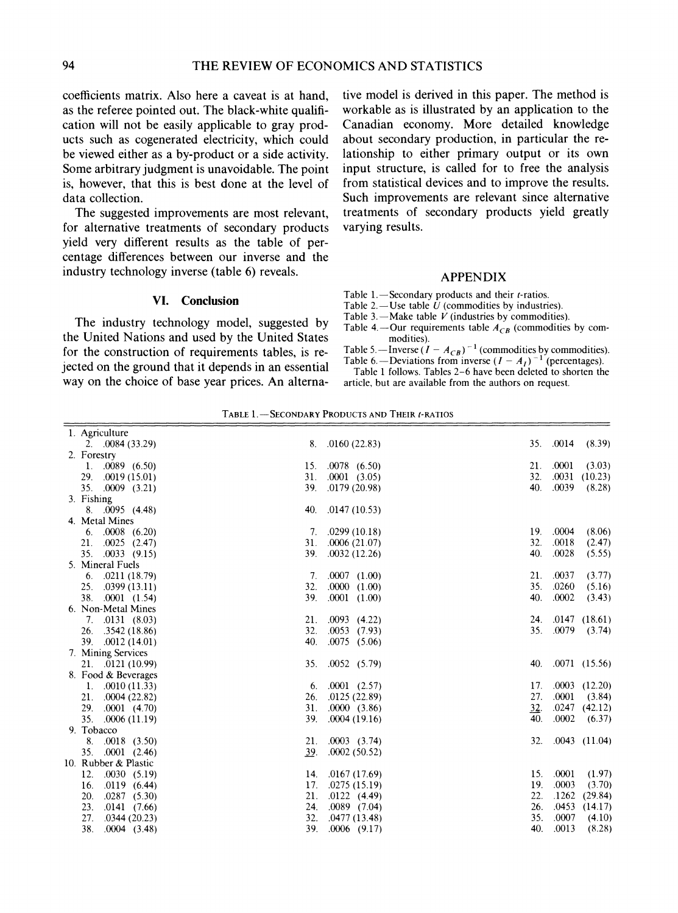coefficients matrix. Also here a caveat is at hand, as the referee pointed out. The black-white qualification will not be easily applicable to gray products such as cogenerated electricity, which could be viewed either as a by-product or a side activity. Some arbitrary judgment is unavoidable. The point is, however, that this is best done at the level of data collection.

The suggested improvements are most relevant, for alternative treatments of secondary products yield very different results as the table of percentage differences between our inverse and the industry technology inverse (table 6) reveals.

## VI. Conclusion

The industry technology model, suggested by the United Nations and used by the United States for the construction of requirements tables, is rejected on the ground that it depends in an essential way on the choice of base year prices. An alternative model is derived in this paper. The method is workable as is illustrated by an application to the Canadian economy. More detailed knowledge about secondary production, in particular the relationship to either primary output or its own input structure, is called for to free the analysis from statistical devices and to improve the results. Such improvements are relevant since alternative treatments of secondary products yield greatly varying results.

## APPENDIX

Table 1.—Secondary products and their *t*-ratios.
Table 2.—Use table $U$ (commodities by industries).
Table 3.—Make table $V$ (industries by commodities).
Table 4.—Our requirements table $A_{CB}$ (commodities by commodities).
Table 5.—Inverse $(I - A_{CB})^{-1}$ (commodities by commodities).
Table 6.—Deviations from inverse $(I - A_I)^{-1}$ (percentages).

Table 1 follows. Tables 2–6 have been deleted to shorten the article, but are available from the authors on request.

TABLE 1.—SECONDARY PRODUCTS AND THEIR *t*-RATIOS

| | | |
|---|---|---|
| **1. Agriculture** | | |
| 2. .0084 (33.29) | 8. .0160 (22.83) | 35. .0014 (8.39) |
| **2. Forestry** | | |
| 1. .0089 (6.50) | 15. .0078 (6.50) | 21. .0001 (3.03) |
| 29. .0019 (15.01) | 31. .0001 (3.05) | 32. .0031 (10.23) |
| 35. .0009 (3.21) | 39. .0179 (20.98) | 40. .0039 (8.28) |
| **3. Fishing** | | |
| 8. .0095 (4.48) | 40. .0147 (10.53) | |
| **4. Metal Mines** | | |
| 6. .0008 (6.20) | 7. .0299 (10.18) | 19. .0004 (8.06) |
| 21. .0025 (2.47) | 31. .0006 (21.07) | 32. .0018 (2.47) |
| 35. .0033 (9.15) | 39. .0032 (12.26) | 40. .0028 (5.55) |
| **5. Mineral Fuels** | | |
| 6. .0211 (18.79) | 7. .0007 (1.00) | 21. .0037 (3.77) |
| 25. .0399 (13.11) | 32. .0000 (1.00) | 35. .0260 (5.16) |
| 38. .0001 (1.54) | 39. .0001 (1.00) | 40. .0002 (3.43) |
| **6. Non-Metal Mines** | | |
| 7. .0131 (8.03) | 21. .0093 (4.22) | 24. .0147 (18.61) |
| 26. .3542 (18.86) | 32. .0053 (7.93) | 35. .0079 (3.74) |
| 39. .0012 (14.01) | 40. .0075 (5.06) | |
| **7. Mining Services** | | |
| 21. .0121 (10.99) | 35. .0052 (5.79) | 40. .0071 (15.56) |
| **8. Food & Beverages** | | |
| 1. .0010 (11.33) | 6. .0001 (2.57) | 17. .0003 (12.20) |
| 21. .0004 (22.82) | 26. .0125 (22.89) | 27. .0001 (3.84) |
| 29. .0001 (4.70) | 31. .0000 (3.86) | <u>32</u>. .0247 (42.12) |
| 35. .0006 (11.19) | 39. .0004 (19.16) | 40. .0002 (6.37) |
| **9. Tobacco** | | |
| 8. .0018 (3.50) | 21. .0003 (3.74) | 32. .0043 (11.04) |
| 35. .0001 (2.46) | <u>39</u>. .0002 (50.52) | |
| **10. Rubber & Plastic** | | |
| 12. .0030 (5.19) | 14. .0167 (17.69) | 15. .0001 (1.97) |
| 16. .0119 (6.44) | 17. .0275 (15.19) | 19. .0003 (3.70) |
| 20. .0287 (5.30) | 21. .0122 (4.49) | 22. .1262 (29.84) |
| 23. .0141 (7.66) | 24. .0089 (7.04) | 26. .0453 (14.17) |
| 27. .0344 (20.23) | 32. .0477 (13.48) | 35. .0007 (4.10) |
| 38. .0004 (3.48) | 39. .0006 (9.17) | 40. .0013 (8.28) |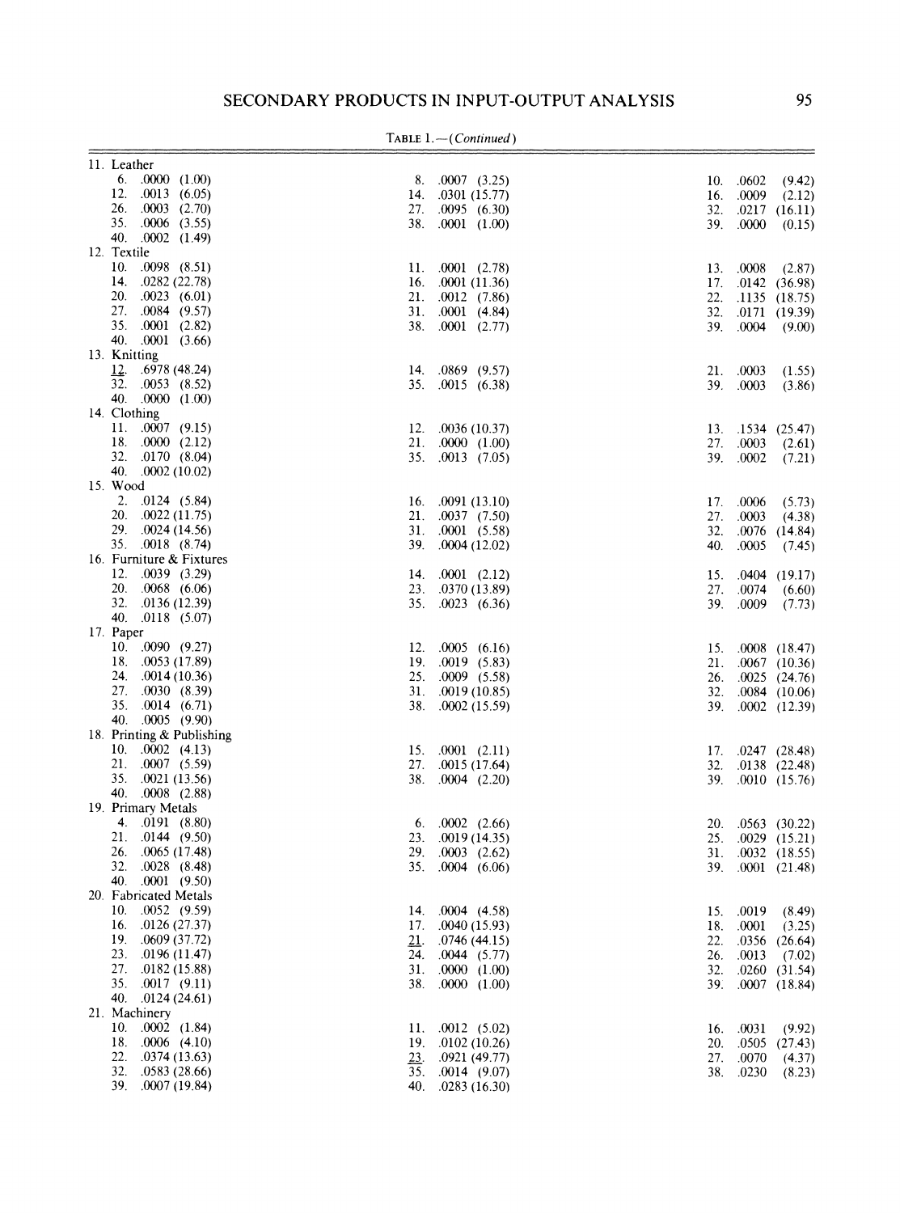TABLE 1.—(*Continued*)

11. Leather
    - 6. .0000 (1.00)
    - 8. .0007 (3.25)
    - 10. .0602 (9.42)
    - 12. .0013 (6.05)
    - 14. .0301 (15.77)
    - 16. .0009 (2.12)
    - 26. .0003 (2.70)
    - 27. .0095 (6.30)
    - 32. .0217 (16.11)
    - 35. .0006 (3.55)
    - 38. .0001 (1.00)
    - 39. .0000 (0.15)
    - 40. .0002 (1.49)
12. Textile
    - 10. .0098 (8.51)
    - 11. .0001 (2.78)
    - 13. .0008 (2.87)
    - 14. .0282 (22.78)
    - 16. .0001 (11.36)
    - 17. .0142 (36.98)
    - 20. .0023 (6.01)
    - 21. .0012 (7.86)
    - 22. .1135 (18.75)
    - 27. .0084 (9.57)
    - 31. .0001 (4.84)
    - 32. .0171 (19.39)
    - 35. .0001 (2.82)
    - 38. .0001 (2.77)
    - 39. .0004 (9.00)
    - 40. .0001 (3.66)
13. Knitting
    - <u>12</u>. .6978 (48.24)
    - 14. .0869 (9.57)
    - 21. .0003 (1.55)
    - 32. .0053 (8.52)
    - 35. .0015 (6.38)
    - 39. .0003 (3.86)
    - 40. .0000 (1.00)
14. Clothing
    - 11. .0007 (9.15)
    - 12. .0036 (10.37)
    - 13. .1534 (25.47)
    - 18. .0000 (2.12)
    - 21. .0000 (1.00)
    - 27. .0003 (2.61)
    - 32. .0170 (8.04)
    - 35. .0013 (7.05)
    - 39. .0002 (7.21)
    - 40. .0002 (10.02)
15. Wood
    - 2. .0124 (5.84)
    - 16. .0091 (13.10)
    - 17. .0006 (5.73)
    - 20. .0022 (11.75)
    - 21. .0037 (7.50)
    - 27. .0003 (4.38)
    - 29. .0024 (14.56)
    - 31. .0001 (5.58)
    - 32. .0076 (14.84)
    - 35. .0018 (8.74)
    - 39. .0004 (12.02)
    - 40. .0005 (7.45)
16. Furniture & Fixtures
    - 12. .0039 (3.29)
    - 14. .0001 (2.12)
    - 15. .0404 (19.17)
    - 20. .0068 (6.06)
    - 23. .0370 (13.89)
    - 27. .0074 (6.60)
    - 32. .0136 (12.39)
    - 35. .0023 (6.36)
    - 39. .0009 (7.73)
    - 40. .0118 (5.07)
17. Paper
    - 10. .0090 (9.27)
    - 12. .0005 (6.16)
    - 15. .0008 (18.47)
    - 18. .0053 (17.89)
    - 19. .0019 (5.83)
    - 21. .0067 (10.36)
    - 24. .0014 (10.36)
    - 25. .0009 (5.58)
    - 26. .0025 (24.76)
    - 27. .0030 (8.39)
    - 31. .0019 (10.85)
    - 32. .0084 (10.06)
    - 35. .0014 (6.71)
    - 38. .0002 (15.59)
    - 39. .0002 (12.39)
    - 40. .0005 (9.90)
18. Printing & Publishing
    - 10. .0002 (4.13)
    - 15. .0001 (2.11)
    - 17. .0247 (28.48)
    - 21. .0007 (5.59)
    - 27. .0015 (17.64)
    - 32. .0138 (22.48)
    - 35. .0021 (13.56)
    - 38. .0004 (2.20)
    - 39. .0010 (15.76)
    - 40. .0008 (2.88)
19. Primary Metals
    - 4. .0191 (8.80)
    - 6. .0002 (2.66)
    - 20. .0563 (30.22)
    - 21. .0144 (9.50)
    - 23. .0019 (14.35)
    - 25. .0029 (15.21)
    - 26. .0065 (17.48)
    - 29. .0003 (2.62)
    - 31. .0032 (18.55)
    - 32. .0028 (8.48)
    - 35. .0004 (6.06)
    - 39. .0001 (21.48)
    - 40. .0001 (9.50)
20. Fabricated Metals
    - 10. .0052 (9.59)
    - 14. .0004 (4.58)
    - 15. .0019 (8.49)
    - 16. .0126 (27.37)
    - 17. .0040 (15.93)
    - 18. .0001 (3.25)
    - 19. .0609 (37.72)
    - <u>21</u>. .0746 (44.15)
    - 22. .0356 (26.64)
    - 23. .0196 (11.47)
    - 24. .0044 (5.77)
    - 26. .0013 (7.02)
    - 27. .0182 (15.88)
    - 31. .0000 (1.00)
    - 32. .0260 (31.54)
    - 35. .0017 (9.11)
    - 38. .0000 (1.00)
    - 39. .0007 (18.84)
    - 40. .0124 (24.61)
21. Machinery
    - 10. .0002 (1.84)
    - 11. .0012 (5.02)
    - 16. .0031 (9.92)
    - 18. .0006 (4.10)
    - 19. .0102 (10.26)
    - 20. .0505 (27.43)
    - 22. .0374 (13.63)
    - <u>23</u>. .0921 (49.77)
    - 27. .0070 (4.37)
    - 32. .0583 (28.66)
    - 35. .0014 (9.07)
    - 38. .0230 (8.23)
    - 39. .0007 (19.84)
    - 40. .0283 (16.30)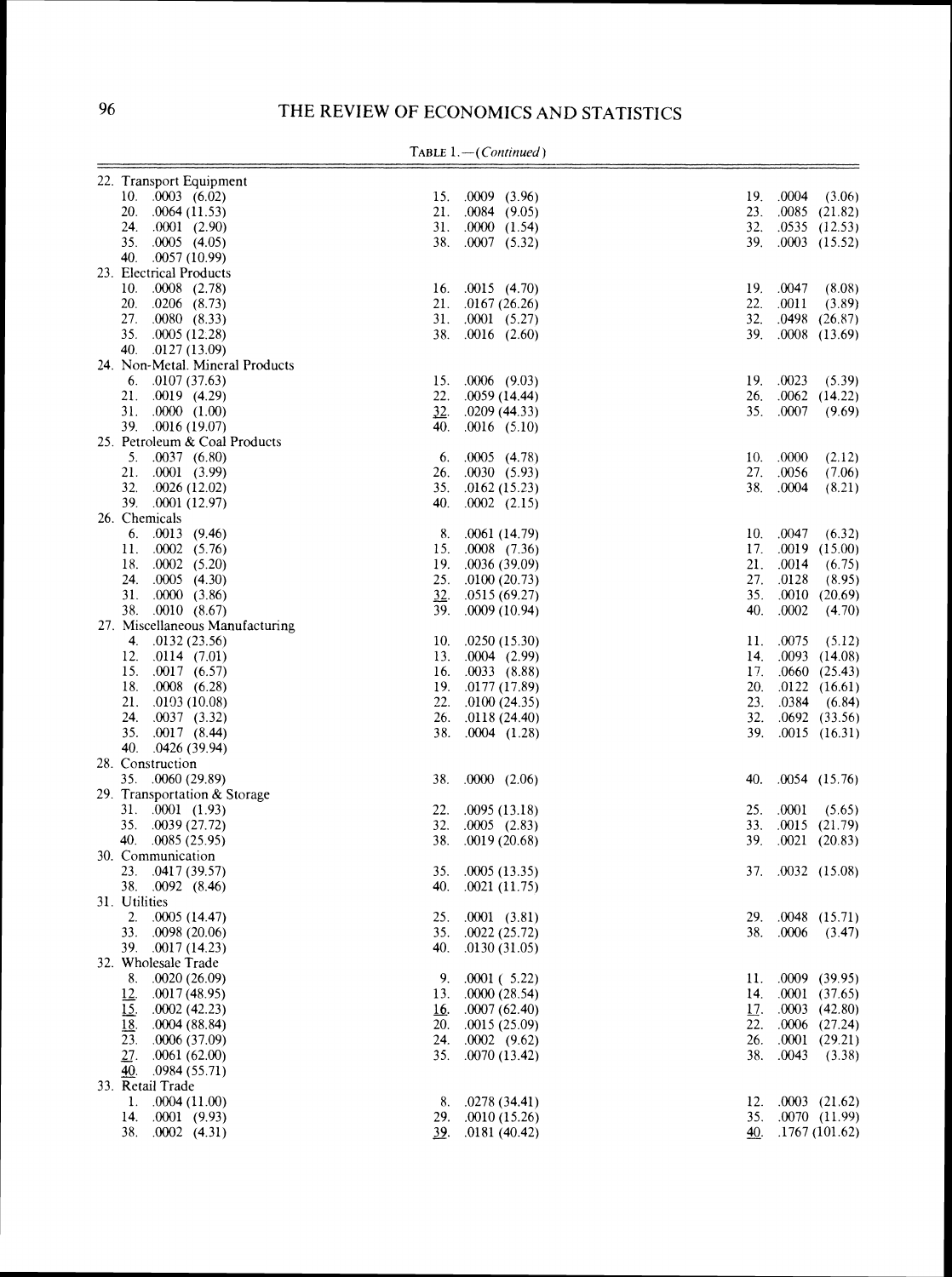TABLE 1.—(*Continued*)

22. Transport Equipment

| | | |
|---|---|---|
| 10. .0003 (6.02) | 15. .0009 (3.96) | 19. .0004 (3.06) |
| 20. .0064 (11.53) | 21. .0084 (9.05) | 23. .0085 (21.82) |
| 24. .0001 (2.90) | 31. .0000 (1.54) | 32. .0535 (12.53) |
| 35. .0005 (4.05) | 38. .0007 (5.32) | 39. .0003 (15.52) |
| 40. .0057 (10.99) | | |

23. Electrical Products

| | | |
|---|---|---|
| 10. .0008 (2.78) | 16. .0015 (4.70) | 19. .0047 (8.08) |
| 20. .0206 (8.73) | 21. .0167 (26.26) | 22. .0011 (3.89) |
| 27. .0080 (8.33) | 31. .0001 (5.27) | 32. .0498 (26.87) |
| 35. .0005 (12.28) | 38. .0016 (2.60) | 39. .0008 (13.69) |
| 40. .0127 (13.09) | | |

24. Non-Metal. Mineral Products

| | | |
|---|---|---|
| 6. .0107 (37.63) | 15. .0006 (9.03) | 19. .0023 (5.39) |
| 21. .0019 (4.29) | 22. .0059 (14.44) | 26. .0062 (14.22) |
| 31. .0000 (1.00) | <u>32</u>. .0209 (44.33) | 35. .0007 (9.69) |
| 39. .0016 (19.07) | 40. .0016 (5.10) | |

25. Petroleum & Coal Products

| | | |
|---|---|---|
| 5. .0037 (6.80) | 6. .0005 (4.78) | 10. .0000 (2.12) |
| 21. .0001 (3.99) | 26. .0030 (5.93) | 27. .0056 (7.06) |
| 32. .0026 (12.02) | 35. .0162 (15.23) | 38. .0004 (8.21) |
| 39. .0001 (12.97) | 40. .0002 (2.15) | |

26. Chemicals

| | | |
|---|---|---|
| 6. .0013 (9.46) | 8. .0061 (14.79) | 10. .0047 (6.32) |
| 11. .0002 (5.76) | 15. .0008 (7.36) | 17. .0019 (15.00) |
| 18. .0002 (5.20) | 19. .0036 (39.09) | 21. .0014 (6.75) |
| 24. .0005 (4.30) | 25. .0100 (20.73) | 27. .0128 (8.95) |
| 31. .0000 (3.86) | <u>32</u>. .0515 (69.27) | 35. .0010 (20.69) |
| 38. .0010 (8.67) | 39. .0009 (10.94) | 40. .0002 (4.70) |

27. Miscellaneous Manufacturing

| | | |
|---|---|---|
| 4. .0132 (23.56) | 10. .0250 (15.30) | 11. .0075 (5.12) |
| 12. .0114 (7.01) | 13. .0004 (2.99) | 14. .0093 (14.08) |
| 15. .0017 (6.57) | 16. .0033 (8.88) | 17. .0660 (25.43) |
| 18. .0008 (6.28) | 19. .0177 (17.89) | 20. .0122 (16.61) |
| 21. .0103 (10.08) | 22. .0100 (24.35) | 23. .0384 (6.84) |
| 24. .0037 (3.32) | 26. .0118 (24.40) | 32. .0692 (33.56) |
| 35. .0017 (8.44) | 38. .0004 (1.28) | 39. .0015 (16.31) |
| 40. .0426 (39.94) | | |

28. Construction

| | | |
|---|---|---|
| 35. .0060 (29.89) | 38. .0000 (2.06) | 40. .0054 (15.76) |

29. Transportation & Storage

| | | |
|---|---|---|
| 31. .0001 (1.93) | 22. .0095 (13.18) | 25. .0001 (5.65) |
| 35. .0039 (27.72) | 32. .0005 (2.83) | 33. .0015 (21.79) |
| 40. .0085 (25.95) | 38. .0019 (20.68) | 39. .0021 (20.83) |

30. Communication

| | | |
|---|---|---|
| 23. .0417 (39.57) | 35. .0005 (13.35) | 37. .0032 (15.08) |
| 38. .0092 (8.46) | 40. .0021 (11.75) | |

31. Utilities

| | | |
|---|---|---|
| 2. .0005 (14.47) | 25. .0001 (3.81) | 29. .0048 (15.71) |
| 33. .0098 (20.06) | 35. .0022 (25.72) | 38. .0006 (3.47) |
| 39. .0017 (14.23) | 40. .0130 (31.05) | |

32. Wholesale Trade

| | | |
|---|---|---|
| 8. .0020 (26.09) | 9. .0001 (5.22) | 11. .0009 (39.95) |
| <u>12</u>. .0017 (48.95) | 13. .0000 (28.54) | 14. .0001 (37.65) |
| <u>15</u>. .0002 (42.23) | <u>16</u>. .0007 (62.40) | <u>17</u>. .0003 (42.80) |
| <u>18</u>. .0004 (88.84) | 20. .0015 (25.09) | 22. .0006 (27.24) |
| 23. .0006 (37.09) | 24. .0002 (9.62) | 26. .0001 (29.21) |
| <u>27</u>. .0061 (62.00) | 35. .0070 (13.42) | 38. .0043 (3.38) |
| <u>40</u>. .0984 (55.71) | | |

33. Retail Trade

| | | |
|---|---|---|
| 1. .0004 (11.00) | 8. .0278 (34.41) | 12. .0003 (21.62) |
| 14. .0001 (9.93) | 29. .0010 (15.26) | 35. .0070 (11.99) |
| 38. .0002 (4.31) | <u>39</u>. .0181 (40.42) | <u>40</u>. .1767 (101.62) |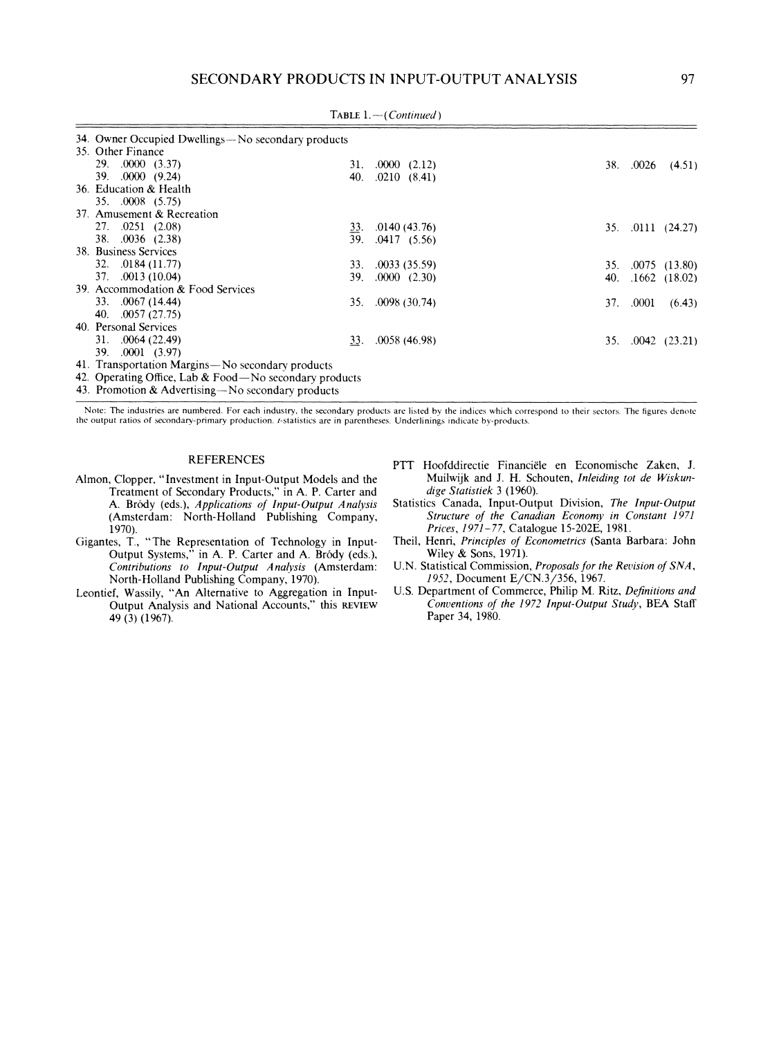TABLE 1.—(*Continued*)

| | | |
|---|---|---|
| 34. Owner Occupied Dwellings—No secondary products | | |
| 35. Other Finance | | |
| 29. .0000 (3.37) | 31. .0000 (2.12) | 38. .0026 (4.51) |
| 39. .0000 (9.24) | 40. .0210 (8.41) | |
| 36. Education & Health | | |
| 35. .0008 (5.75) | | |
| 37. Amusement & Recreation | | |
| 27. .0251 (2.08) | <u>33</u>. .0140 (43.76) | 35. .0111 (24.27) |
| 38. .0036 (2.38) | 39. .0417 (5.56) | |
| 38. Business Services | | |
| 32. .0184 (11.77) | 33. .0033 (35.59) | 35. .0075 (13.80) |
| 37. .0013 (10.04) | 39. .0000 (2.30) | 40. .1662 (18.02) |
| 39. Accommodation & Food Services | | |
| 33. .0067 (14.44) | 35. .0098 (30.74) | 37. .0001 (6.43) |
| 40. .0057 (27.75) | | |
| 40. Personal Services | | |
| 31. .0064 (22.49) | <u>33</u>. .0058 (46.98) | 35. .0042 (23.21) |
| 39. .0001 (3.97) | | |
| 41. Transportation Margins—No secondary products | | |
| 42. Operating Office, Lab & Food—No secondary products | | |
| 43. Promotion & Advertising—No secondary products | | |

Note: The industries are numbered. For each industry, the secondary products are listed by the indices which correspond to their sectors. The figures denote the output ratios of secondary-primary production. $t$-statistics are in parentheses. Underlinings indicate by-products.

## REFERENCES

Almon, Clopper, "Investment in Input-Output Models and the Treatment of Secondary Products," in A. P. Carter and A. Bródy (eds.), *Applications of Input-Output Analysis* (Amsterdam: North-Holland Publishing Company, 1970).

Gigantes, T., "The Representation of Technology in Input-Output Systems," in A. P. Carter and A. Bródy (eds.), *Contributions to Input-Output Analysis* (Amsterdam: North-Holland Publishing Company, 1970).

Leontief, Wassily, "An Alternative to Aggregation in Input-Output Analysis and National Accounts," this REVIEW 49 (3) (1967).

PTT Hoofddirectie Financiële en Economische Zaken, J. Muilwijk and J. H. Schouten, *Inleiding tot de Wiskundige Statistiek* 3 (1960).

Statistics Canada, Input-Output Division, *The Input-Output Structure of the Canadian Economy in Constant 1971 Prices, 1971–77*, Catalogue 15-202E, 1981.

Theil, Henri, *Principles of Econometrics* (Santa Barbara: John Wiley & Sons, 1971).

U.N. Statistical Commission, *Proposals for the Revision of SNA, 1952*, Document E/CN.3/356, 1967.

U.S. Department of Commerce, Philip M. Ritz, *Definitions and Conventions of the 1972 Input-Output Study*, BEA Staff Paper 34, 1980.